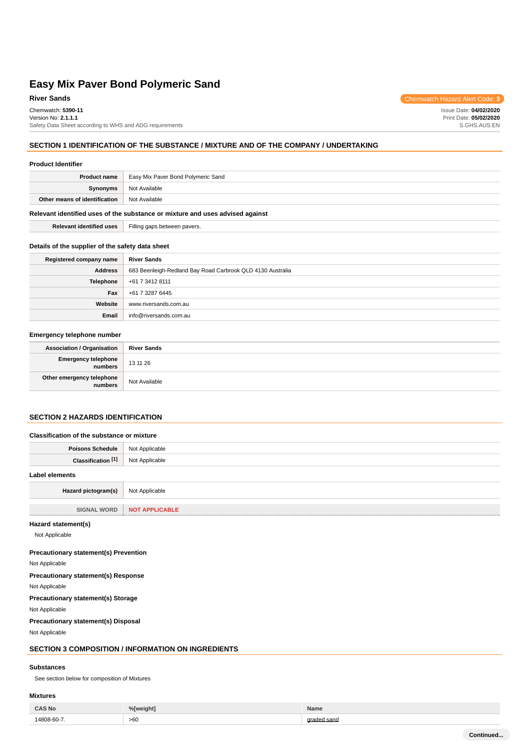# Easy Mix Paver Bond Polymeric Sand

**River Sands**

Chemwatch Hazard Alert Code: **3**

Chemwatch: **5390-11**
Version No: **2.1.1.1**
Safety Data Sheet according to WHS and ADG requirements

Issue Date: **04/02/2020**
Print Date: **05/02/2020**
S.GHS.AUS.EN

## SECTION 1 IDENTIFICATION OF THE SUBSTANCE / MIXTURE AND OF THE COMPANY / UNDERTAKING

### Product Identifier

| | |
|---|---|
| **Product name** | Easy Mix Paver Bond Polymeric Sand |
| **Synonyms** | Not Available |
| **Other means of identification** | Not Available |

### Relevant identified uses of the substance or mixture and uses advised against

| | |
|---|---|
| **Relevant identified uses** | Filling gaps between pavers. |

### Details of the supplier of the safety data sheet

| | |
|---|---|
| **Registered company name** | **River Sands** |
| **Address** | 683 Beenleigh-Redland Bay Road Carbrook QLD 4130 Australia |
| **Telephone** | +61 7 3412 8111 |
| **Fax** | +61 7 3287 6445 |
| **Website** | www.riversands.com.au |
| **Email** | info@riversands.com.au |

### Emergency telephone number

| | |
|---|---|
| **Association / Organisation** | **River Sands** |
| **Emergency telephone numbers** | 13 11 26 |
| **Other emergency telephone numbers** | Not Available |

## SECTION 2 HAZARDS IDENTIFICATION

### Classification of the substance or mixture

| | |
|---|---|
| **Poisons Schedule** | Not Applicable |
| **Classification [1]** | Not Applicable |

### Label elements

| | |
|---|---|
| **Hazard pictogram(s)** | Not Applicable |
| **SIGNAL WORD** | **NOT APPLICABLE** |

### Hazard statement(s)

Not Applicable

### Precautionary statement(s) Prevention

Not Applicable

### Precautionary statement(s) Response

Not Applicable

### Precautionary statement(s) Storage

Not Applicable

### Precautionary statement(s) Disposal

Not Applicable

## SECTION 3 COMPOSITION / INFORMATION ON INGREDIENTS

### Substances

See section below for composition of Mixtures

### Mixtures

| CAS No | %[weight] | Name |
|---|---|---|
| 14808-60-7. | >60 | graded sand |

Continued...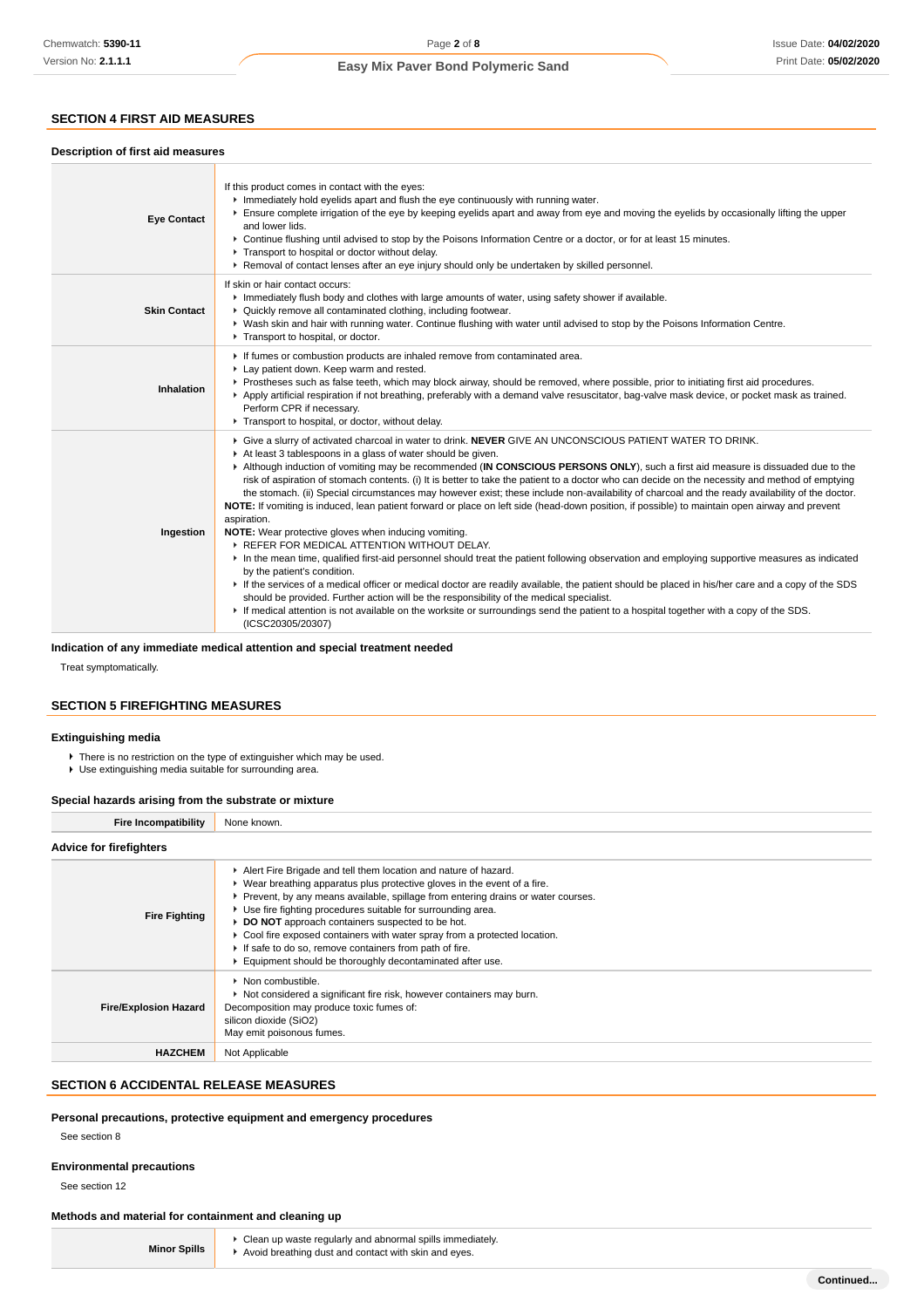## SECTION 4 FIRST AID MEASURES

### Description of first aid measures

| | |
|---|---|
| **Eye Contact** | If this product comes in contact with the eyes:<br>▸ Immediately hold eyelids apart and flush the eye continuously with running water.<br>▸ Ensure complete irrigation of the eye by keeping eyelids apart and away from eye and moving the eyelids by occasionally lifting the upper and lower lids.<br>▸ Continue flushing until advised to stop by the Poisons Information Centre or a doctor, or for at least 15 minutes.<br>▸ Transport to hospital or doctor without delay.<br>▸ Removal of contact lenses after an eye injury should only be undertaken by skilled personnel. |
| **Skin Contact** | If skin or hair contact occurs:<br>▸ Immediately flush body and clothes with large amounts of water, using safety shower if available.<br>▸ Quickly remove all contaminated clothing, including footwear.<br>▸ Wash skin and hair with running water. Continue flushing with water until advised to stop by the Poisons Information Centre.<br>▸ Transport to hospital, or doctor. |
| **Inhalation** | ▸ If fumes or combustion products are inhaled remove from contaminated area.<br>▸ Lay patient down. Keep warm and rested.<br>▸ Prostheses such as false teeth, which may block airway, should be removed, where possible, prior to initiating first aid procedures.<br>▸ Apply artificial respiration if not breathing, preferably with a demand valve resuscitator, bag-valve mask device, or pocket mask as trained. Perform CPR if necessary.<br>▸ Transport to hospital, or doctor, without delay. |
| **Ingestion** | ▸ Give a slurry of activated charcoal in water to drink. **NEVER** GIVE AN UNCONSCIOUS PATIENT WATER TO DRINK.<br>▸ At least 3 tablespoons in a glass of water should be given.<br>▸ Although induction of vomiting may be recommended (**IN CONSCIOUS PERSONS ONLY**), such a first aid measure is dissuaded due to the risk of aspiration of stomach contents. (i) It is better to take the patient to a doctor who can decide on the necessity and method of emptying the stomach. (ii) Special circumstances may however exist; these include non-availability of charcoal and the ready availability of the doctor.<br>**NOTE:** If vomiting is induced, lean patient forward or place on left side (head-down position, if possible) to maintain open airway and prevent aspiration.<br>**NOTE:** Wear protective gloves when inducing vomiting.<br>▸ REFER FOR MEDICAL ATTENTION WITHOUT DELAY.<br>▸ In the mean time, qualified first-aid personnel should treat the patient following observation and employing supportive measures as indicated by the patient's condition.<br>▸ If the services of a medical officer or medical doctor are readily available, the patient should be placed in his/her care and a copy of the SDS should be provided. Further action will be the responsibility of the medical specialist.<br>▸ If medical attention is not available on the worksite or surroundings send the patient to a hospital together with a copy of the SDS.<br>(ICSC20305/20307) |

### Indication of any immediate medical attention and special treatment needed

Treat symptomatically.

## SECTION 5 FIREFIGHTING MEASURES

### Extinguishing media

- There is no restriction on the type of extinguisher which may be used.
- Use extinguishing media suitable for surrounding area.

### Special hazards arising from the substrate or mixture

| | |
|---|---|
| **Fire Incompatibility** | None known. |

### Advice for firefighters

| | |
|---|---|
| **Fire Fighting** | ▸ Alert Fire Brigade and tell them location and nature of hazard.<br>▸ Wear breathing apparatus plus protective gloves in the event of a fire.<br>▸ Prevent, by any means available, spillage from entering drains or water courses.<br>▸ Use fire fighting procedures suitable for surrounding area.<br>▸ **DO NOT** approach containers suspected to be hot.<br>▸ Cool fire exposed containers with water spray from a protected location.<br>▸ If safe to do so, remove containers from path of fire.<br>▸ Equipment should be thoroughly decontaminated after use. |
| **Fire/Explosion Hazard** | ▸ Non combustible.<br>▸ Not considered a significant fire risk, however containers may burn.<br>Decomposition may produce toxic fumes of:<br>silicon dioxide ($SiO_2$)<br>May emit poisonous fumes. |
| **HAZCHEM** | Not Applicable |

## SECTION 6 ACCIDENTAL RELEASE MEASURES

### Personal precautions, protective equipment and emergency procedures

See section 8

### Environmental precautions

See section 12

### Methods and material for containment and cleaning up

| | |
|---|---|
| **Minor Spills** | ▸ Clean up waste regularly and abnormal spills immediately.<br>▸ Avoid breathing dust and contact with skin and eyes. |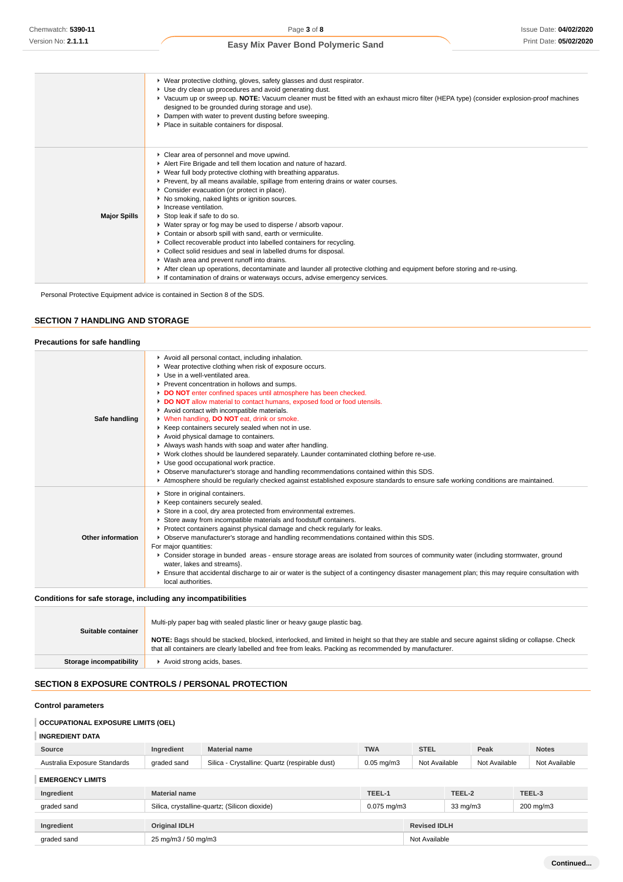|  |  |
|---|---|
|  | ▸ Wear protective clothing, gloves, safety glasses and dust respirator.<br>▸ Use dry clean up procedures and avoid generating dust.<br>▸ Vacuum up or sweep up. **NOTE:** Vacuum cleaner must be fitted with an exhaust micro filter (HEPA type) (consider explosion-proof machines designed to be grounded during storage and use).<br>▸ Dampen with water to prevent dusting before sweeping.<br>▸ Place in suitable containers for disposal. |
| **Major Spills** | ▸ Clear area of personnel and move upwind.<br>▸ Alert Fire Brigade and tell them location and nature of hazard.<br>▸ Wear full body protective clothing with breathing apparatus.<br>▸ Prevent, by all means available, spillage from entering drains or water courses.<br>▸ Consider evacuation (or protect in place).<br>▸ No smoking, naked lights or ignition sources.<br>▸ Increase ventilation.<br>▸ Stop leak if safe to do so.<br>▸ Water spray or fog may be used to disperse / absorb vapour.<br>▸ Contain or absorb spill with sand, earth or vermiculite.<br>▸ Collect recoverable product into labelled containers for recycling.<br>▸ Collect solid residues and seal in labelled drums for disposal.<br>▸ Wash area and prevent runoff into drains.<br>▸ After clean up operations, decontaminate and launder all protective clothing and equipment before storing and re-using.<br>▸ If contamination of drains or waterways occurs, advise emergency services. |

Personal Protective Equipment advice is contained in Section 8 of the SDS.

## SECTION 7 HANDLING AND STORAGE

### Precautions for safe handling

|  |  |
|---|---|
| **Safe handling** | ▸ Avoid all personal contact, including inhalation.<br>▸ Wear protective clothing when risk of exposure occurs.<br>▸ Use in a well-ventilated area.<br>▸ Prevent concentration in hollows and sumps.<br>▸ **DO NOT** enter confined spaces until atmosphere has been checked.<br>▸ **DO NOT** allow material to contact humans, exposed food or food utensils.<br>▸ Avoid contact with incompatible materials.<br>▸ When handling, **DO NOT** eat, drink or smoke.<br>▸ Keep containers securely sealed when not in use.<br>▸ Avoid physical damage to containers.<br>▸ Always wash hands with soap and water after handling.<br>▸ Work clothes should be laundered separately. Launder contaminated clothing before re-use.<br>▸ Use good occupational work practice.<br>▸ Observe manufacturer's storage and handling recommendations contained within this SDS.<br>▸ Atmosphere should be regularly checked against established exposure standards to ensure safe working conditions are maintained. |
| **Other information** | ▸ Store in original containers.<br>▸ Keep containers securely sealed.<br>▸ Store in a cool, dry area protected from environmental extremes.<br>▸ Store away from incompatible materials and foodstuff containers.<br>▸ Protect containers against physical damage and check regularly for leaks.<br>▸ Observe manufacturer's storage and handling recommendations contained within this SDS.<br>For major quantities:<br>▸ Consider storage in bunded areas - ensure storage areas are isolated from sources of community water (including stormwater, ground water, lakes and streams}.<br>▸ Ensure that accidental discharge to air or water is the subject of a contingency disaster management plan; this may require consultation with local authorities. |

### Conditions for safe storage, including any incompatibilities

|  |  |
|---|---|
| **Suitable container** | Multi-ply paper bag with sealed plastic liner or heavy gauge plastic bag.<br><br>**NOTE:** Bags should be stacked, blocked, interlocked, and limited in height so that they are stable and secure against sliding or collapse. Check that all containers are clearly labelled and free from leaks. Packing as recommended by manufacturer. |
| **Storage incompatibility** | ▸ Avoid strong acids, bases. |

## SECTION 8 EXPOSURE CONTROLS / PERSONAL PROTECTION

### Control parameters

#### OCCUPATIONAL EXPOSURE LIMITS (OEL)

#### INGREDIENT DATA

| Source | Ingredient | Material name | TWA | STEL | Peak | Notes |
|---|---|---|---|---|---|---|
| Australia Exposure Standards | graded sand | Silica - Crystalline: Quartz (respirable dust) | 0.05 mg/m3 | Not Available | Not Available | Not Available |

#### EMERGENCY LIMITS

| Ingredient | Material name | TEEL-1 | TEEL-2 | TEEL-3 |
|---|---|---|---|---|
| graded sand | Silica, crystalline-quartz; (Silicon dioxide) | 0.075 mg/m3 | 33 mg/m3 | 200 mg/m3 |

| Ingredient | Original IDLH | Revised IDLH |
|---|---|---|
| graded sand | 25 mg/m3 / 50 mg/m3 | Not Available |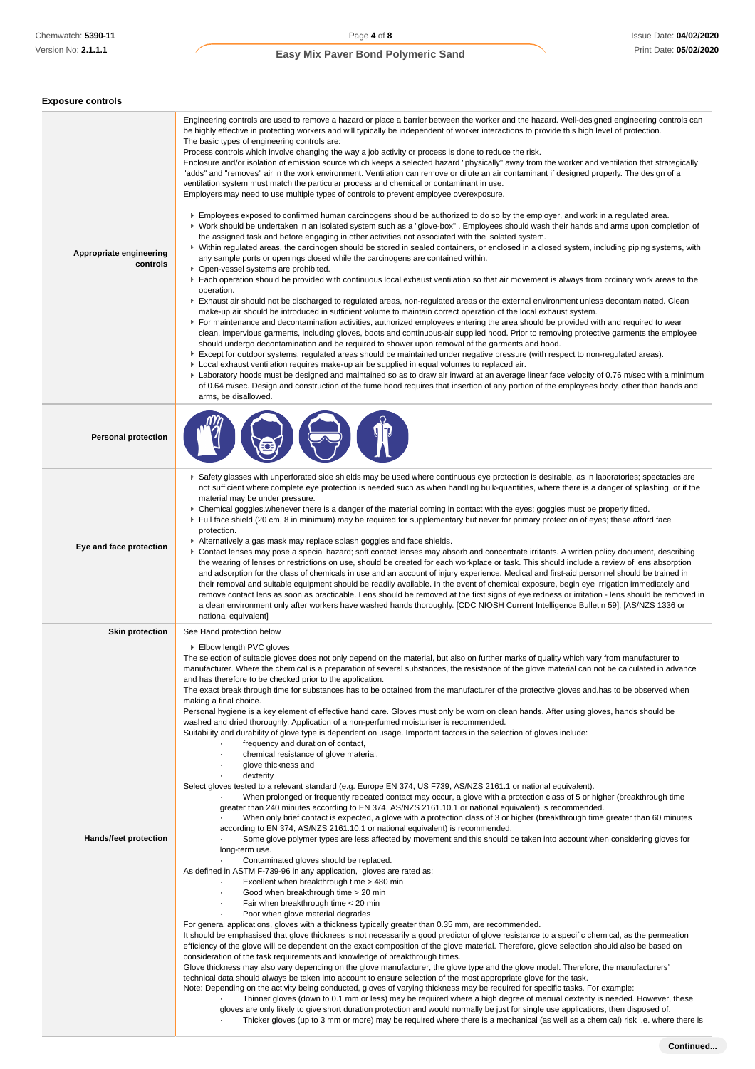## Exposure controls

| | |
|---|---|
| **Appropriate engineering controls** | Engineering controls are used to remove a hazard or place a barrier between the worker and the hazard. Well-designed engineering controls can be highly effective in protecting workers and will typically be independent of worker interactions to provide this high level of protection.<br>The basic types of engineering controls are:<br>Process controls which involve changing the way a job activity or process is done to reduce the risk.<br>Enclosure and/or isolation of emission source which keeps a selected hazard "physically" away from the worker and ventilation that strategically "adds" and "removes" air in the work environment. Ventilation can remove or dilute an air contaminant if designed properly. The design of a ventilation system must match the particular process and chemical or contaminant in use.<br>Employers may need to use multiple types of controls to prevent employee overexposure.<br><br>▸ Employees exposed to confirmed human carcinogens should be authorized to do so by the employer, and work in a regulated area.<br>▸ Work should be undertaken in an isolated system such as a "glove-box" . Employees should wash their hands and arms upon completion of the assigned task and before engaging in other activities not associated with the isolated system.<br>▸ Within regulated areas, the carcinogen should be stored in sealed containers, or enclosed in a closed system, including piping systems, with any sample ports or openings closed while the carcinogens are contained within.<br>▸ Open-vessel systems are prohibited.<br>▸ Each operation should be provided with continuous local exhaust ventilation so that air movement is always from ordinary work areas to the operation.<br>▸ Exhaust air should not be discharged to regulated areas, non-regulated areas or the external environment unless decontaminated. Clean make-up air should be introduced in sufficient volume to maintain correct operation of the local exhaust system.<br>▸ For maintenance and decontamination activities, authorized employees entering the area should be provided with and required to wear clean, impervious garments, including gloves, boots and continuous-air supplied hood. Prior to removing protective garments the employee should undergo decontamination and be required to shower upon removal of the garments and hood.<br>▸ Except for outdoor systems, regulated areas should be maintained under negative pressure (with respect to non-regulated areas).<br>▸ Local exhaust ventilation requires make-up air be supplied in equal volumes to replaced air.<br>▸ Laboratory hoods must be designed and maintained so as to draw air inward at an average linear face velocity of 0.76 m/sec with a minimum of 0.64 m/sec. Design and construction of the fume hood requires that insertion of any portion of the employees body, other than hands and arms, be disallowed. |
| **Personal protection** | |
| **Eye and face protection** | ▸ Safety glasses with unperforated side shields may be used where continuous eye protection is desirable, as in laboratories; spectacles are not sufficient where complete eye protection is needed such as when handling bulk-quantities, where there is a danger of splashing, or if the material may be under pressure.<br>▸ Chemical goggles.whenever there is a danger of the material coming in contact with the eyes; goggles must be properly fitted.<br>▸ Full face shield (20 cm, 8 in minimum) may be required for supplementary but never for primary protection of eyes; these afford face protection.<br>▸ Alternatively a gas mask may replace splash goggles and face shields.<br>▸ Contact lenses may pose a special hazard; soft contact lenses may absorb and concentrate irritants. A written policy document, describing the wearing of lenses or restrictions on use, should be created for each workplace or task. This should include a review of lens absorption and adsorption for the class of chemicals in use and an account of injury experience. Medical and first-aid personnel should be trained in their removal and suitable equipment should be readily available. In the event of chemical exposure, begin eye irrigation immediately and remove contact lens as soon as practicable. Lens should be removed at the first signs of eye redness or irritation - lens should be removed in a clean environment only after workers have washed hands thoroughly. [CDC NIOSH Current Intelligence Bulletin 59], [AS/NZS 1336 or national equivalent] |
| **Skin protection** | See Hand protection below |
| **Hands/feet protection** | ▸ Elbow length PVC gloves<br>The selection of suitable gloves does not only depend on the material, but also on further marks of quality which vary from manufacturer to manufacturer. Where the chemical is a preparation of several substances, the resistance of the glove material can not be calculated in advance and has therefore to be checked prior to the application.<br>The exact break through time for substances has to be obtained from the manufacturer of the protective gloves and.has to be observed when making a final choice.<br>Personal hygiene is a key element of effective hand care. Gloves must only be worn on clean hands. After using gloves, hands should be washed and dried thoroughly. Application of a non-perfumed moisturiser is recommended.<br>Suitability and durability of glove type is dependent on usage. Important factors in the selection of gloves include:<br>· frequency and duration of contact,<br>· chemical resistance of glove material,<br>· glove thickness and<br>· dexterity<br>Select gloves tested to a relevant standard (e.g. Europe EN 374, US F739, AS/NZS 2161.1 or national equivalent).<br>· When prolonged or frequently repeated contact may occur, a glove with a protection class of 5 or higher (breakthrough time greater than 240 minutes according to EN 374, AS/NZS 2161.10.1 or national equivalent) is recommended.<br>· When only brief contact is expected, a glove with a protection class of 3 or higher (breakthrough time greater than 60 minutes according to EN 374, AS/NZS 2161.10.1 or national equivalent) is recommended.<br>· Some glove polymer types are less affected by movement and this should be taken into account when considering gloves for long-term use.<br>· Contaminated gloves should be replaced.<br>As defined in ASTM F-739-96 in any application, gloves are rated as:<br>· Excellent when breakthrough time > 480 min<br>· Good when breakthrough time > 20 min<br>· Fair when breakthrough time < 20 min<br>· Poor when glove material degrades<br>For general applications, gloves with a thickness typically greater than 0.35 mm, are recommended.<br>It should be emphasised that glove thickness is not necessarily a good predictor of glove resistance to a specific chemical, as the permeation efficiency of the glove will be dependent on the exact composition of the glove material. Therefore, glove selection should also be based on consideration of the task requirements and knowledge of breakthrough times.<br>Glove thickness may also vary depending on the glove manufacturer, the glove type and the glove model. Therefore, the manufacturers' technical data should always be taken into account to ensure selection of the most appropriate glove for the task.<br>Note: Depending on the activity being conducted, gloves of varying thickness may be required for specific tasks. For example:<br>· Thinner gloves (down to 0.1 mm or less) may be required where a high degree of manual dexterity is needed. However, these gloves are only likely to give short duration protection and would normally be just for single use applications, then disposed of.<br>· Thicker gloves (up to 3 mm or more) may be required where there is a mechanical (as well as a chemical) risk i.e. where there is |

Continued...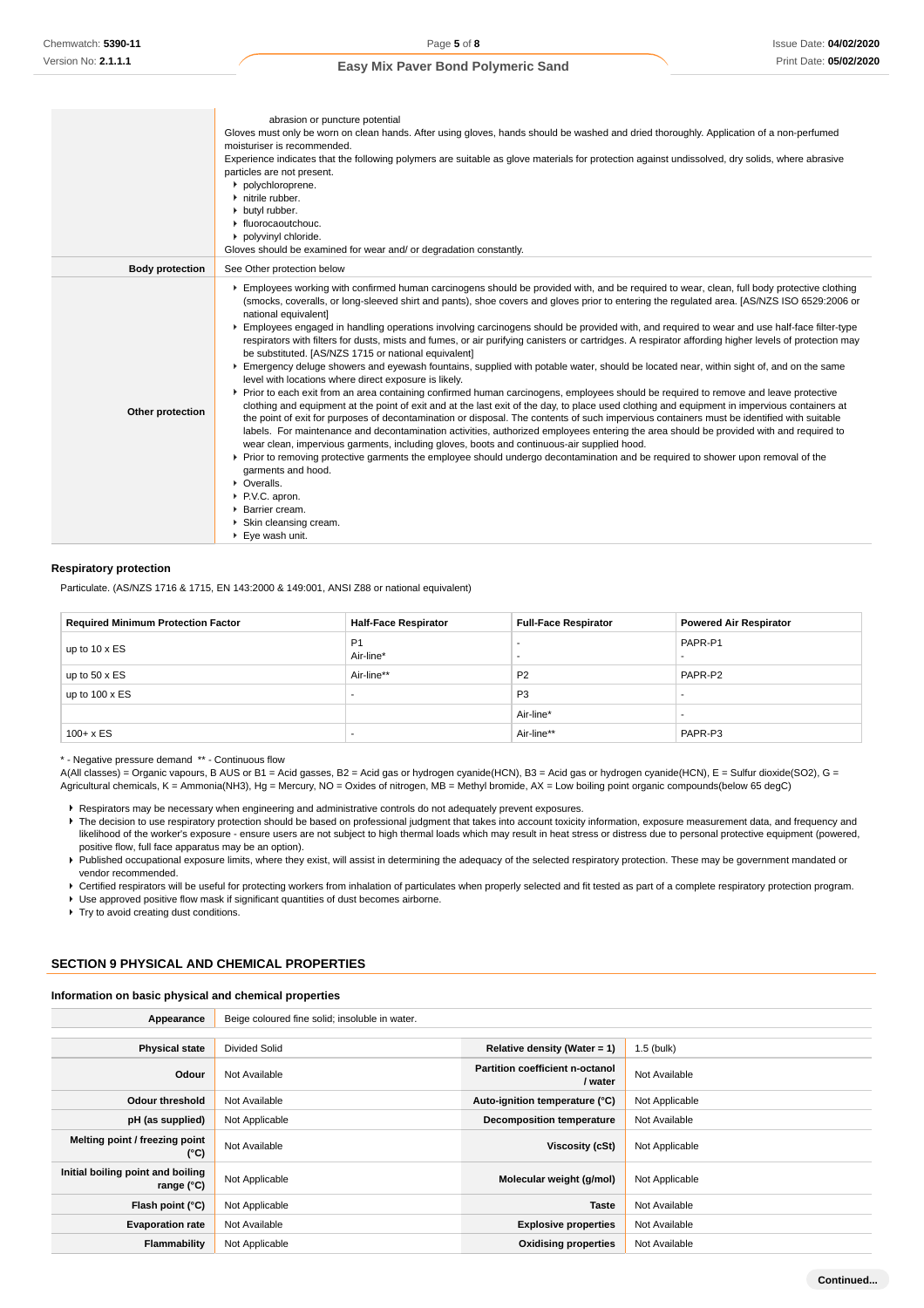| | |
|---|---|
| | abrasion or puncture potential<br>Gloves must only be worn on clean hands. After using gloves, hands should be washed and dried thoroughly. Application of a non-perfumed moisturiser is recommended.<br>Experience indicates that the following polymers are suitable as glove materials for protection against undissolved, dry solids, where abrasive particles are not present.<br>▸ polychloroprene.<br>▸ nitrile rubber.<br>▸ butyl rubber.<br>▸ fluorocaoutchouc.<br>▸ polyvinyl chloride.<br>Gloves should be examined for wear and/ or degradation constantly. |
| **Body protection** | See Other protection below |
| **Other protection** | ▸ Employees working with confirmed human carcinogens should be provided with, and be required to wear, clean, full body protective clothing (smocks, coveralls, or long-sleeved shirt and pants), shoe covers and gloves prior to entering the regulated area. [AS/NZS ISO 6529:2006 or national equivalent]<br>▸ Employees engaged in handling operations involving carcinogens should be provided with, and required to wear and use half-face filter-type respirators with filters for dusts, mists and fumes, or air purifying canisters or cartridges. A respirator affording higher levels of protection may be substituted. [AS/NZS 1715 or national equivalent]<br>▸ Emergency deluge showers and eyewash fountains, supplied with potable water, should be located near, within sight of, and on the same level with locations where direct exposure is likely.<br>▸ Prior to each exit from an area containing confirmed human carcinogens, employees should be required to remove and leave protective clothing and equipment at the point of exit and at the last exit of the day, to place used clothing and equipment in impervious containers at the point of exit for purposes of decontamination or disposal. The contents of such impervious containers must be identified with suitable labels. For maintenance and decontamination activities, authorized employees entering the area should be provided with and required to wear clean, impervious garments, including gloves, boots and continuous-air supplied hood.<br>▸ Prior to removing protective garments the employee should undergo decontamination and be required to shower upon removal of the garments and hood.<br>▸ Overalls.<br>▸ P.V.C. apron.<br>▸ Barrier cream.<br>▸ Skin cleansing cream.<br>▸ Eye wash unit. |

### Respiratory protection

Particulate. (AS/NZS 1716 & 1715, EN 143:2000 & 149:001, ANSI Z88 or national equivalent)

| Required Minimum Protection Factor | Half-Face Respirator | Full-Face Respirator | Powered Air Respirator |
|---|---|---|---|
| up to 10 x ES | P1<br>Air-line* | -<br>- | PAPR-P1<br>- |
| up to 50 x ES | Air-line** | P2 | PAPR-P2 |
| up to 100 x ES | - | P3 | - |
| | | Air-line* | - |
| 100+ x ES | - | Air-line** | PAPR-P3 |

\* - Negative pressure demand ** - Continuous flow
A(All classes) = Organic vapours, B AUS or B1 = Acid gasses, B2 = Acid gas or hydrogen cyanide(HCN), B3 = Acid gas or hydrogen cyanide(HCN), E = Sulfur dioxide(SO2), G = Agricultural chemicals, K = Ammonia(NH3), Hg = Mercury, NO = Oxides of nitrogen, MB = Methyl bromide, AX = Low boiling point organic compounds(below 65 degC)

- Respirators may be necessary when engineering and administrative controls do not adequately prevent exposures.
- The decision to use respiratory protection should be based on professional judgment that takes into account toxicity information, exposure measurement data, and frequency and likelihood of the worker's exposure - ensure users are not subject to high thermal loads which may result in heat stress or distress due to personal protective equipment (powered, positive flow, full face apparatus may be an option).
- Published occupational exposure limits, where they exist, will assist in determining the adequacy of the selected respiratory protection. These may be government mandated or vendor recommended.
- Certified respirators will be useful for protecting workers from inhalation of particulates when properly selected and fit tested as part of a complete respiratory protection program.
- Use approved positive flow mask if significant quantities of dust becomes airborne.
- Try to avoid creating dust conditions.

## SECTION 9 PHYSICAL AND CHEMICAL PROPERTIES

### Information on basic physical and chemical properties

| | | | |
|---|---|---|---|
| **Appearance** | Beige coloured fine solid; insoluble in water. | | |
| **Physical state** | Divided Solid | **Relative density (Water = 1)** | 1.5 (bulk) |
| **Odour** | Not Available | **Partition coefficient n-octanol / water** | Not Available |
| **Odour threshold** | Not Available | **Auto-ignition temperature (°C)** | Not Applicable |
| **pH (as supplied)** | Not Applicable | **Decomposition temperature** | Not Available |
| **Melting point / freezing point (°C)** | Not Available | **Viscosity (cSt)** | Not Applicable |
| **Initial boiling point and boiling range (°C)** | Not Applicable | **Molecular weight (g/mol)** | Not Applicable |
| **Flash point (°C)** | Not Applicable | **Taste** | Not Available |
| **Evaporation rate** | Not Available | **Explosive properties** | Not Available |
| **Flammability** | Not Applicable | **Oxidising properties** | Not Available |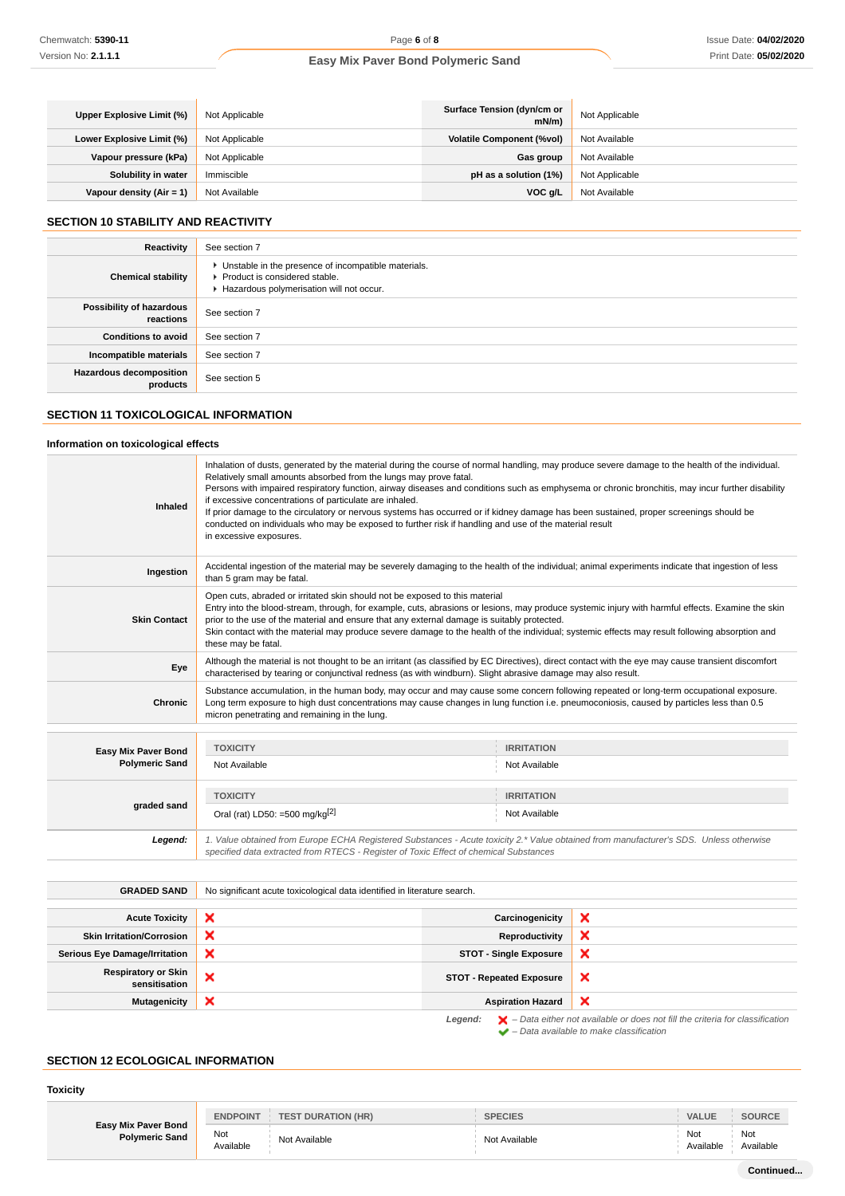| | | | |
|---|---|---|---|
| **Upper Explosive Limit (%)** | Not Applicable | **Surface Tension (dyn/cm or mN/m)** | Not Applicable |
| **Lower Explosive Limit (%)** | Not Applicable | **Volatile Component (%vol)** | Not Available |
| **Vapour pressure (kPa)** | Not Applicable | **Gas group** | Not Available |
| **Solubility in water** | Immiscible | **pH as a solution (1%)** | Not Applicable |
| **Vapour density (Air = 1)** | Not Available | **VOC g/L** | Not Available |

## SECTION 10 STABILITY AND REACTIVITY

| | |
|---|---|
| **Reactivity** | See section 7 |
| **Chemical stability** | ‣ Unstable in the presence of incompatible materials.<br>‣ Product is considered stable.<br>‣ Hazardous polymerisation will not occur. |
| **Possibility of hazardous reactions** | See section 7 |
| **Conditions to avoid** | See section 7 |
| **Incompatible materials** | See section 7 |
| **Hazardous decomposition products** | See section 5 |

## SECTION 11 TOXICOLOGICAL INFORMATION

### Information on toxicological effects

| | |
|---|---|
| **Inhaled** | Inhalation of dusts, generated by the material during the course of normal handling, may produce severe damage to the health of the individual. Relatively small amounts absorbed from the lungs may prove fatal.<br>Persons with impaired respiratory function, airway diseases and conditions such as emphysema or chronic bronchitis, may incur further disability if excessive concentrations of particulate are inhaled.<br>If prior damage to the circulatory or nervous systems has occurred or if kidney damage has been sustained, proper screenings should be conducted on individuals who may be exposed to further risk if handling and use of the material result in excessive exposures. |
| **Ingestion** | Accidental ingestion of the material may be severely damaging to the health of the individual; animal experiments indicate that ingestion of less than 5 gram may be fatal. |
| **Skin Contact** | Open cuts, abraded or irritated skin should not be exposed to this material<br>Entry into the blood-stream, through, for example, cuts, abrasions or lesions, may produce systemic injury with harmful effects. Examine the skin prior to the use of the material and ensure that any external damage is suitably protected.<br>Skin contact with the material may produce severe damage to the health of the individual; systemic effects may result following absorption and these may be fatal. |
| **Eye** | Although the material is not thought to be an irritant (as classified by EC Directives), direct contact with the eye may cause transient discomfort characterised by tearing or conjunctival redness (as with windburn). Slight abrasive damage may also result. |
| **Chronic** | Substance accumulation, in the human body, may occur and may cause some concern following repeated or long-term occupational exposure.<br>Long term exposure to high dust concentrations may cause changes in lung function i.e. pneumoconiosis, caused by particles less than 0.5 micron penetrating and remaining in the lung. |

| | TOXICITY | IRRITATION |
|---|---|---|
| **Easy Mix Paver Bond Polymeric Sand** | Not Available | Not Available |
| **graded sand** | Oral (rat) LD50: =500 mg/kg[2] | Not Available |
| ***Legend:*** | *1. Value obtained from Europe ECHA Registered Substances - Acute toxicity 2.\* Value obtained from manufacturer's SDS. Unless otherwise specified data extracted from RTECS - Register of Toxic Effect of chemical Substances* | |

| | |
|---|---|
| **GRADED SAND** | No significant acute toxicological data identified in literature search. |

| | | | |
|---|---|---|---|
| **Acute Toxicity** | ❌ | **Carcinogenicity** | ❌ |
| **Skin Irritation/Corrosion** | ❌ | **Reproductivity** | ❌ |
| **Serious Eye Damage/Irritation** | ❌ | **STOT - Single Exposure** | ❌ |
| **Respiratory or Skin sensitisation** | ❌ | **STOT - Repeated Exposure** | ❌ |
| **Mutagenicity** | ❌ | **Aspiration Hazard** | ❌ |

***Legend:*** ❌ *– Data either not available or does not fill the criteria for classification*
✔ *– Data available to make classification*

## SECTION 12 ECOLOGICAL INFORMATION

### Toxicity

| | ENDPOINT | TEST DURATION (HR) | SPECIES | VALUE | SOURCE |
|---|---|---|---|---|---|
| **Easy Mix Paver Bond Polymeric Sand** | Not Available | Not Available | Not Available | Not Available | Not Available |

**Continued...**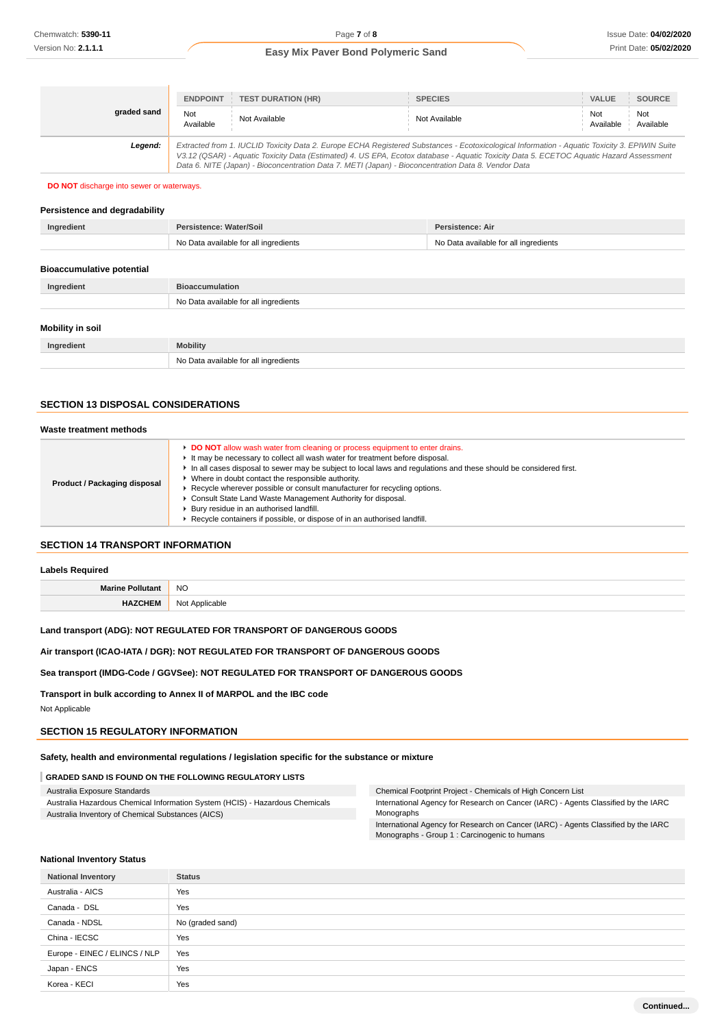| | ENDPOINT | TEST DURATION (HR) | SPECIES | VALUE | SOURCE |
|---|---|---|---|---|---|
| **graded sand** | Not Available | Not Available | Not Available | Not Available | Not Available |
| ***Legend:*** | *Extracted from 1. IUCLID Toxicity Data 2. Europe ECHA Registered Substances - Ecotoxicological Information - Aquatic Toxicity 3. EPIWIN Suite V3.12 (QSAR) - Aquatic Toxicity Data (Estimated) 4. US EPA, Ecotox database - Aquatic Toxicity Data 5. ECETOC Aquatic Hazard Assessment Data 6. NITE (Japan) - Bioconcentration Data 7. METI (Japan) - Bioconcentration Data 8. Vendor Data* | | | | |

**DO NOT** discharge into sewer or waterways.

### Persistence and degradability

| Ingredient | Persistence: Water/Soil | Persistence: Air |
|---|---|---|
| | No Data available for all ingredients | No Data available for all ingredients |

### Bioaccumulative potential

| Ingredient | Bioaccumulation |
|---|---|
| | No Data available for all ingredients |

### Mobility in soil

| Ingredient | Mobility |
|---|---|
| | No Data available for all ingredients |

## SECTION 13 DISPOSAL CONSIDERATIONS

### Waste treatment methods

| | |
|---|---|
| **Product / Packaging disposal** | ▸ **DO NOT** allow wash water from cleaning or process equipment to enter drains.<br>▸ It may be necessary to collect all wash water for treatment before disposal.<br>▸ In all cases disposal to sewer may be subject to local laws and regulations and these should be considered first.<br>▸ Where in doubt contact the responsible authority.<br>▸ Recycle wherever possible or consult manufacturer for recycling options.<br>▸ Consult State Land Waste Management Authority for disposal.<br>▸ Bury residue in an authorised landfill.<br>▸ Recycle containers if possible, or dispose of in an authorised landfill. |

## SECTION 14 TRANSPORT INFORMATION

### Labels Required

| | |
|---|---|
| **Marine Pollutant** | NO |
| **HAZCHEM** | Not Applicable |

**Land transport (ADG): NOT REGULATED FOR TRANSPORT OF DANGEROUS GOODS**

**Air transport (ICAO-IATA / DGR): NOT REGULATED FOR TRANSPORT OF DANGEROUS GOODS**

**Sea transport (IMDG-Code / GGVSee): NOT REGULATED FOR TRANSPORT OF DANGEROUS GOODS**

**Transport in bulk according to Annex II of MARPOL and the IBC code**

Not Applicable

## SECTION 15 REGULATORY INFORMATION

### Safety, health and environmental regulations / legislation specific for the substance or mixture

**GRADED SAND IS FOUND ON THE FOLLOWING REGULATORY LISTS**

| | |
|---|---|
| Australia Exposure Standards | Chemical Footprint Project - Chemicals of High Concern List |
| Australia Hazardous Chemical Information System (HCIS) - Hazardous Chemicals | International Agency for Research on Cancer (IARC) - Agents Classified by the IARC Monographs |
| Australia Inventory of Chemical Substances (AICS) | International Agency for Research on Cancer (IARC) - Agents Classified by the IARC Monographs - Group 1 : Carcinogenic to humans |

### National Inventory Status

| National Inventory | Status |
|---|---|
| Australia - AICS | Yes |
| Canada - DSL | Yes |
| Canada - NDSL | No (graded sand) |
| China - IECSC | Yes |
| Europe - EINEC / ELINCS / NLP | Yes |
| Japan - ENCS | Yes |
| Korea - KECI | Yes |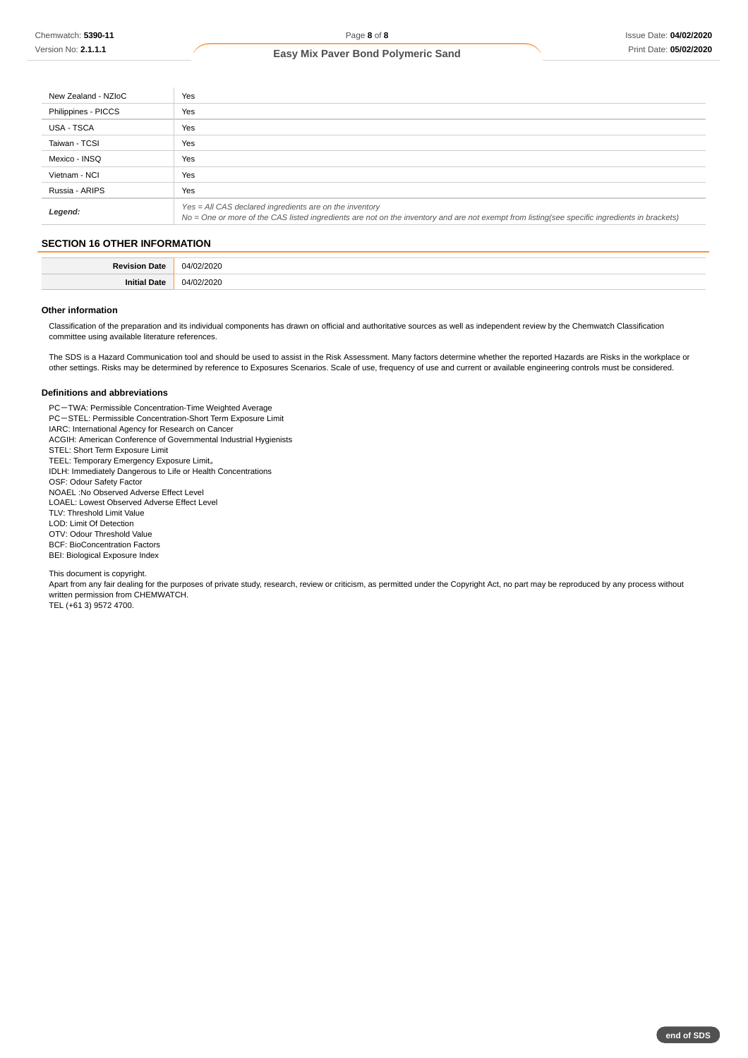| | |
|---|---|
| New Zealand - NZIoC | Yes |
| Philippines - PICCS | Yes |
| USA - TSCA | Yes |
| Taiwan - TCSI | Yes |
| Mexico - INSQ | Yes |
| Vietnam - NCI | Yes |
| Russia - ARIPS | Yes |
| ***Legend:*** | *Yes = All CAS declared ingredients are on the inventory*<br>*No = One or more of the CAS listed ingredients are not on the inventory and are not exempt from listing(see specific ingredients in brackets)* |

## SECTION 16 OTHER INFORMATION

| | |
|---|---|
| **Revision Date** | 04/02/2020 |
| **Initial Date** | 04/02/2020 |

### Other information

Classification of the preparation and its individual components has drawn on official and authoritative sources as well as independent review by the Chemwatch Classification committee using available literature references.

The SDS is a Hazard Communication tool and should be used to assist in the Risk Assessment. Many factors determine whether the reported Hazards are Risks in the workplace or other settings. Risks may be determined by reference to Exposures Scenarios. Scale of use, frequency of use and current or available engineering controls must be considered.

### Definitions and abbreviations

PC－TWA: Permissible Concentration-Time Weighted Average
PC－STEL: Permissible Concentration-Short Term Exposure Limit
IARC: International Agency for Research on Cancer
ACGIH: American Conference of Governmental Industrial Hygienists
STEL: Short Term Exposure Limit
TEEL: Temporary Emergency Exposure Limit。
IDLH: Immediately Dangerous to Life or Health Concentrations
OSF: Odour Safety Factor
NOAEL :No Observed Adverse Effect Level
LOAEL: Lowest Observed Adverse Effect Level
TLV: Threshold Limit Value
LOD: Limit Of Detection
OTV: Odour Threshold Value
BCF: BioConcentration Factors
BEI: Biological Exposure Index

This document is copyright.
Apart from any fair dealing for the purposes of private study, research, review or criticism, as permitted under the Copyright Act, no part may be reproduced by any process without written permission from CHEMWATCH.
TEL (+61 3) 9572 4700.

end of SDS